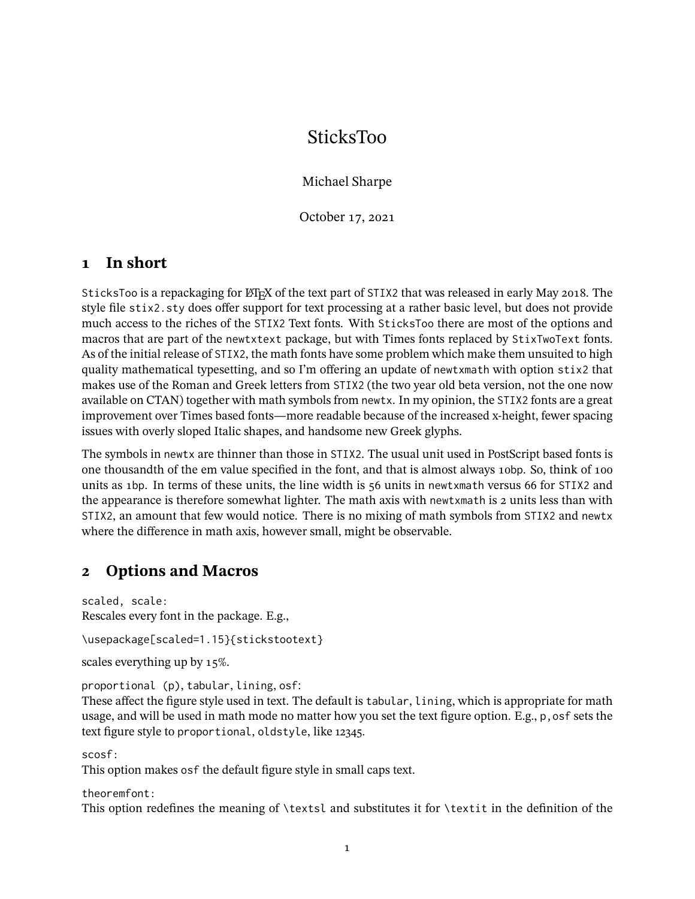# StickTsoo

Michael Sharpe

October 17, 2021

## 1 In short

`SticksToo` is a repackaging for LaTeX of the text part of `STIX2` that was released in early May 2018. The style file `stix2.sty` does offer support for text processing at a rather basic level, but does not provide much access to the riches of the `STIX2` Text fonts. With `SticksToo` there are most of the options and macros that are part of the `newtxtext` package, but with Times fonts replaced by `StixTwoText` fonts. As of the initial release of `STIX2`, the math fonts have some problem which make them unsuited to high quality mathematical typesetting, and so I'm offering an update of `newtxmath` with option `stix2` that makes use of the Roman and Greek letters from `STIX2` (the two year old beta version, not the one now available on CTAN) together with math symbols from `newtx`. In my opinion, the `STIX2` fonts are a great improvement over Times based fonts—more readable because of the increased x-height, fewer spacing issues with overly sloped Italic shapes, and handsome new Greek glyphs.

The symbols in `newtx` are thinner than those in `STIX2`. The usual unit used in PostScript based fonts is one thousandth of the em value specified in the font, and that is almost always `10bp`. So, think of 100 units as `1bp`. In terms of these units, the line width is 56 units in `newtxmath` versus 66 for `STIX2` and the appearance is therefore somewhat lighter. The math axis with `newtxmath` is 2 units less than with `STIX2`, an amount that few would notice. There is no mixing of math symbols from `STIX2` and `newtx` where the difference in math axis, however small, might be observable.

## 2 Options and Macros

`scaled, scale:`
Rescales every font in the package. E.g.,

```
\usepackage[scaled=1.15]{stickstootext}
```

scales everything up by 15%.

`proportional (p)`, `tabular`, `lining`, `osf`:
These affect the figure style used in text. The default is `tabular`, `lining`, which is appropriate for math usage, and will be used in math mode no matter how you set the text figure option. E.g., `p,osf` sets the text figure style to `proportional`, `oldstyle`, like 12345.

`scosf`:
This option makes `osf` the default figure style in small caps text.

`theoremfont`:
This option redefines the meaning of `\textsl` and substitutes it for `\textit` in the definition of the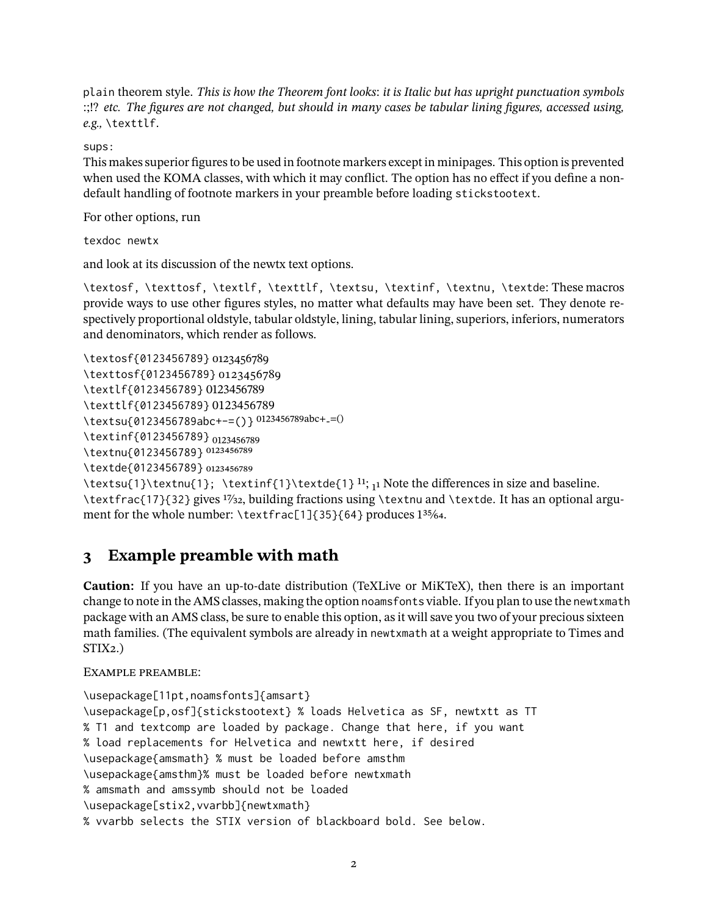plain theorem style. *This is how the Theorem font looks*: *it is Italic but has upright punctuation symbols* :;!? *etc. The figures are not changed, but should in many cases be tabular lining figures, accessed using, e.g.,* \texttlf.

sups:
This makes superior figures to be used in footnote markers except in minipages. This option is prevented when used the KOMA classes, with which it may conflict. The option has no effect if you define a non-default handling of footnote markers in your preamble before loading stickstootext.

For other options, run

texdoc newtx

and look at its discussion of the newtx text options.

\textosf, \texttosf, \textlf, \texttlf, \textsu, \textinf, \textnu, \textde: These macros provide ways to use other figures styles, no matter what defaults may have been set. They denote respectively proportional oldstyle, tabular oldstyle, lining, tabular lining, superiors, inferiors, numerators and denominators, which render as follows.

\textosf{0123456789} 0123456789
\texttosf{0123456789} 0123456789
\textlf{0123456789} 0123456789
\texttlf{0123456789} 0123456789
\textsu{0123456789abc+-=()} [0123456789abc+-=()]
\textinf{0123456789} 0123456789
\textnu{0123456789} 0123456789
\textde{0123456789} 0123456789
\textsu{1}\textnu{1}; \textinf{1}\textde{1} [11]; 11 Note the differences in size and baseline.
\textfrac{17}{32} gives 17⁄32, building fractions using \textnu and \textde. It has an optional argument for the whole number: \textfrac[1]{35}{64} produces 1 35⁄64.

## 3 Example preamble with math

**Caution:** If you have an up-to-date distribution (TeXLive or MiKTeX), then there is an important change to note in the AMS classes, making the option noamsfonts viable. If you plan to use the newtxmath package with an AMS class, be sure to enable this option, as it will save you two of your precious sixteen math families. (The equivalent symbols are already in newtxmath at a weight appropriate to Times and STIX2.)

EXAMPLE PREAMBLE:

```
\usepackage[11pt,noamsfonts]{amsart}
\usepackage[p,osf]{stickstootext} % loads Helvetica as SF, newtxtt as TT
% T1 and textcomp are loaded by package. Change that here, if you want
% load replacements for Helvetica and newtxtt here, if desired
\usepackage{amsmath} % must be loaded before amsthm
\usepackage{amsthm}% must be loaded before newtxmath
% amsmath and amssymb should not be loaded
\usepackage[stix2,vvarbb]{newtxmath}
% vvarbb selects the STIX version of blackboard bold. See below.
```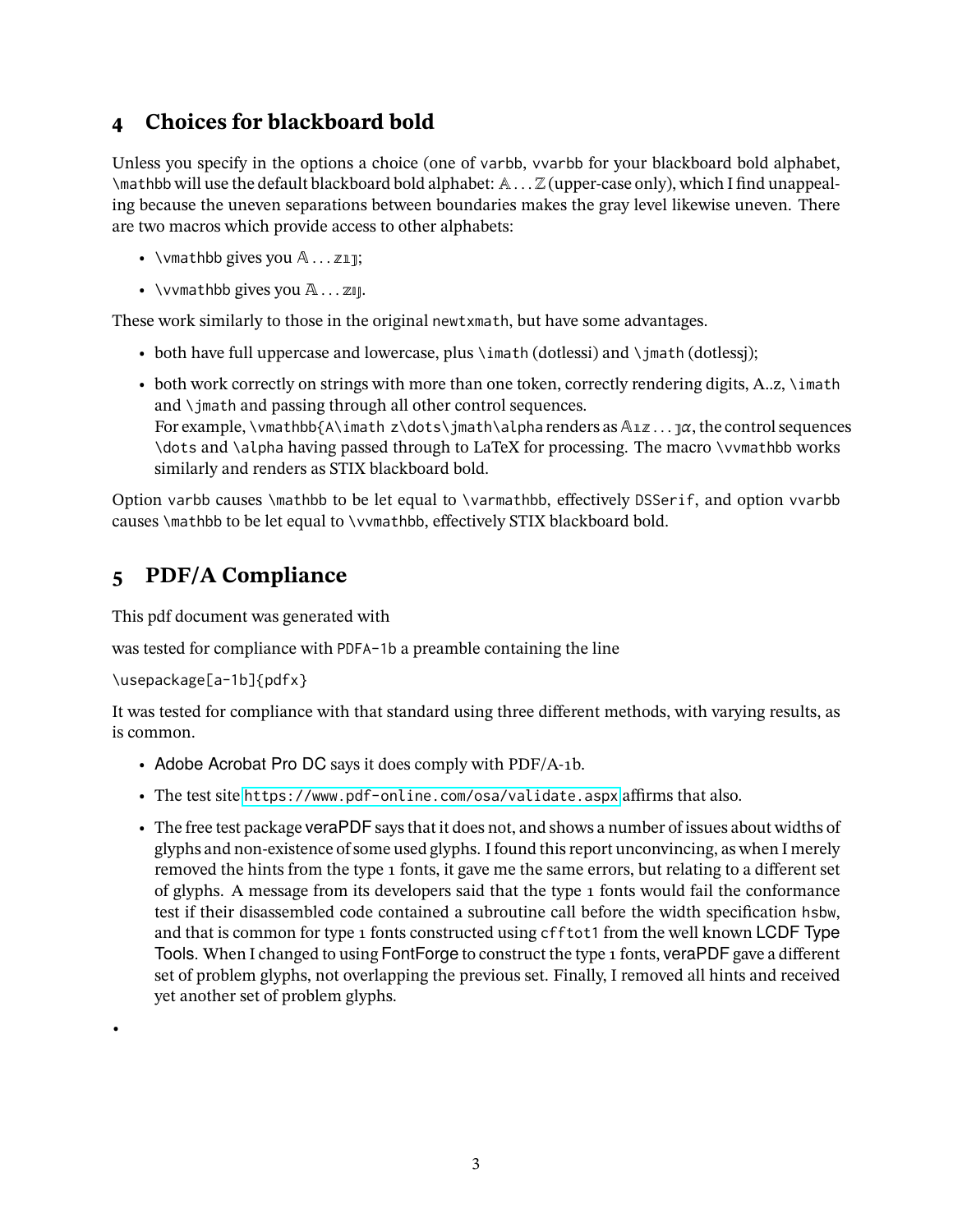## 4 Choices for blackboard bold

Unless you specify in the options a choice (one of varbb, vvarbb for your blackboard bold alphabet, \mathbb will use the default blackboard bold alphabet: $\mathbb{A} \dots \mathbb{Z}$ (upper-case only), which I find unappealing because the uneven separations between boundaries makes the gray level likewise uneven. There are two macros which provide access to other alphabets:

- \vmathbb gives you 𝔸 . . . 𝕫𝟙𝕛;
- \vvmathbb gives you 𝔸 . . . 𝕫𝕚𝕛.

These work similarly to those in the original newtxmath, but have some advantages.

- both have full uppercase and lowercase, plus \imath (dotlessi) and \jmath (dotlessj);
- both work correctly on strings with more than one token, correctly rendering digits, A..z, \imath and \jmath and passing through all other control sequences.
  For example, \vmathbb{A\imath z\dots\jmath\alpha renders as 𝔸𝟙𝕫 . . . 𝕛$\alpha$, the control sequences \dots and \alpha having passed through to LaTeX for processing. The macro \vvmathbb works similarly and renders as STIX blackboard bold.

Option varbb causes \mathbb to be let equal to \varmathbb, effectively DSSerif, and option vvarbb causes \mathbb to be let equal to \vvmathbb, effectively STIX blackboard bold.

## 5 PDF/A Compliance

This pdf document was generated with

was tested for compliance with PDFA-1b a preamble containing the line

\usepackage[a-1b]{pdfx}

It was tested for compliance with that standard using three different methods, with varying results, as is common.

- Adobe Acrobat Pro DC says it does comply with PDF/A-1b.
- The test site https://www.pdf-online.com/osa/validate.aspx affirms that also.
- The free test package veraPDF says that it does not, and shows a number of issues about widths of glyphs and non-existence of some used glyphs. I found this report unconvincing, as when I merely removed the hints from the type 1 fonts, it gave me the same errors, but relating to a different set of glyphs. A message from its developers said that the type 1 fonts would fail the conformance test if their disassembled code contained a subroutine call before the width specification hsbw, and that is common for type 1 fonts constructed using cfftot1 from the well known LCDF Type Tools. When I changed to using FontForge to construct the type 1 fonts, veraPDF gave a different set of problem glyphs, not overlapping the previous set. Finally, I removed all hints and received yet another set of problem glyphs.

•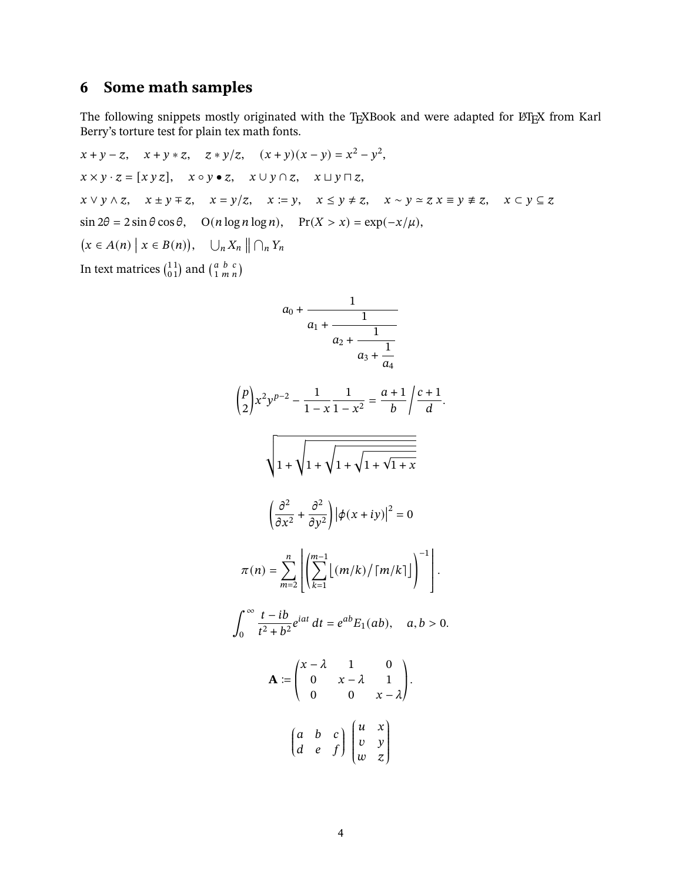## 6 Some math samples

The following snippets mostly originated with the TEXBook and were adapted for LATEX from Karl Berry's torture test for plain tex math fonts.

$x + y - z, \quad x + y * z, \quad z * y/z, \quad (x+y)(x-y) = x^2 - y^2,$

$x \times y \cdot z = [x\, y\, z], \quad x \circ y \bullet z, \quad x \cup y \cap z, \quad x \sqcup y \sqcap z,$

$x \vee y \wedge z, \quad x \pm y \mp z, \quad x = y/z, \quad x \coloneqq y, \quad x \le y \ne z, \quad x \sim y \simeq z\; x \equiv y \not\equiv z, \quad x \subset y \subseteq z$

$\sin 2\theta = 2 \sin\theta \cos\theta, \quad \mathrm{O}(n \log n \log n), \quad \Pr(X > x) = \exp(-x/\mu),$

$\bigl(x \in A(n) \bigm| x \in B(n)\bigr), \quad \bigcup_n X_n \bigm\| \bigcap_n Y_n$

In text matrices $\left(\begin{smallmatrix} 1 & 1 \\ 0 & 1 \end{smallmatrix}\right)$ and $\left(\begin{smallmatrix} a & b & c \\ 1 & m & n \end{smallmatrix}\right)$

$$a_0 + \cfrac{1}{a_1 + \cfrac{1}{a_2 + \cfrac{1}{a_3 + \cfrac{1}{a_4}}}}$$

$$\binom{p}{2} x^2 y^{p-2} - \frac{1}{1-x} \frac{1}{1-x^2} = \frac{a+1}{b} \bigg/ \frac{c+1}{d}.$$

$$\sqrt{1 + \sqrt{1 + \sqrt{1 + \sqrt{1 + \sqrt{1 + x}}}}}$$

$$\left( \frac{\partial^2}{\partial x^2} + \frac{\partial^2}{\partial y^2} \right) \bigl|\phi(x + iy)\bigr|^2 = 0$$

$$\pi(n) = \sum_{m=2}^{n} \left\lfloor \left( \sum_{k=1}^{m-1} \bigl\lfloor (m/k) \big/ \lceil m/k \rceil \bigr\rfloor \right)^{-1} \right\rfloor.$$

$$\int_0^\infty \frac{t - ib}{t^2 + b^2} e^{iat}\, dt = e^{ab} E_1(ab), \quad a, b > 0.$$

$$\mathbf{A} \coloneqq \begin{pmatrix} x - \lambda & 1 & 0 \\ 0 & x - \lambda & 1 \\ 0 & 0 & x - \lambda \end{pmatrix}.$$

$$\begin{pmatrix} a & b & c \\ d & e & f \end{pmatrix} \begin{pmatrix} u & x \\ v & y \\ w & z \end{pmatrix}$$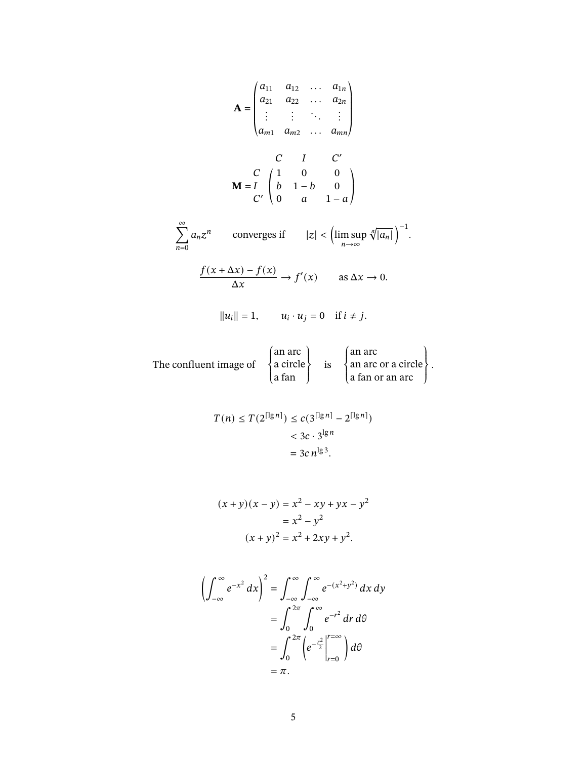$$\mathbf{A} = \begin{pmatrix} a_{11} & a_{12} & \dots & a_{1n} \\ a_{21} & a_{22} & \dots & a_{2n} \\ \vdots & \vdots & \ddots & \vdots \\ a_{m1} & a_{m2} & \dots & a_{mn} \end{pmatrix}$$

$$\mathbf{M} = \bordermatrix{ & C & I & C' \cr C & 1 & 0 & 0 \cr I & b & 1-b & 0 \cr C' & 0 & a & 1-a }$$

$$\sum_{n=0}^{\infty} a_n z^n \qquad \text{converges if} \qquad |z| < \Bigl(\limsup_{n\to\infty} \sqrt[n]{|a_n|}\Bigr)^{-1}.$$

$$\frac{f(x+\Delta x) - f(x)}{\Delta x} \to f'(x) \qquad \text{as } \Delta x \to 0.$$

$$\|u_i\| = 1, \qquad u_i \cdot u_j = 0 \quad \text{if } i \neq j.$$

$$\text{The confluent image of} \quad \begin{Bmatrix} \text{an arc} \\ \text{a circle} \\ \text{a fan} \end{Bmatrix} \quad \text{is} \quad \begin{Bmatrix} \text{an arc} \\ \text{an arc or a circle} \\ \text{a fan or an arc} \end{Bmatrix}.$$

$$\begin{aligned} T(n) \le T(2^{\lceil \lg n \rceil}) &\le c(3^{\lceil \lg n \rceil} - 2^{\lceil \lg n \rceil}) \\ &< 3c \cdot 3^{\lg n} \\ &= 3c\, n^{\lg 3}. \end{aligned}$$

$$\begin{aligned} (x+y)(x-y) &= x^2 - xy + yx - y^2 \\ &= x^2 - y^2 \\ (x+y)^2 &= x^2 + 2xy + y^2. \end{aligned}$$

$$\begin{aligned} \left(\int_{-\infty}^{\infty} e^{-x^2}\,dx\right)^2 &= \int_{-\infty}^{\infty}\int_{-\infty}^{\infty} e^{-(x^2+y^2)}\,dx\,dy \\ &= \int_0^{2\pi}\int_0^{\infty} e^{-r^2}\,dr\,d\theta \\ &= \int_0^{2\pi} \left( e^{-\frac{r^2}{2}} \Big|_{r=0}^{r=\infty} \right) d\theta \\ &= \pi. \end{aligned}$$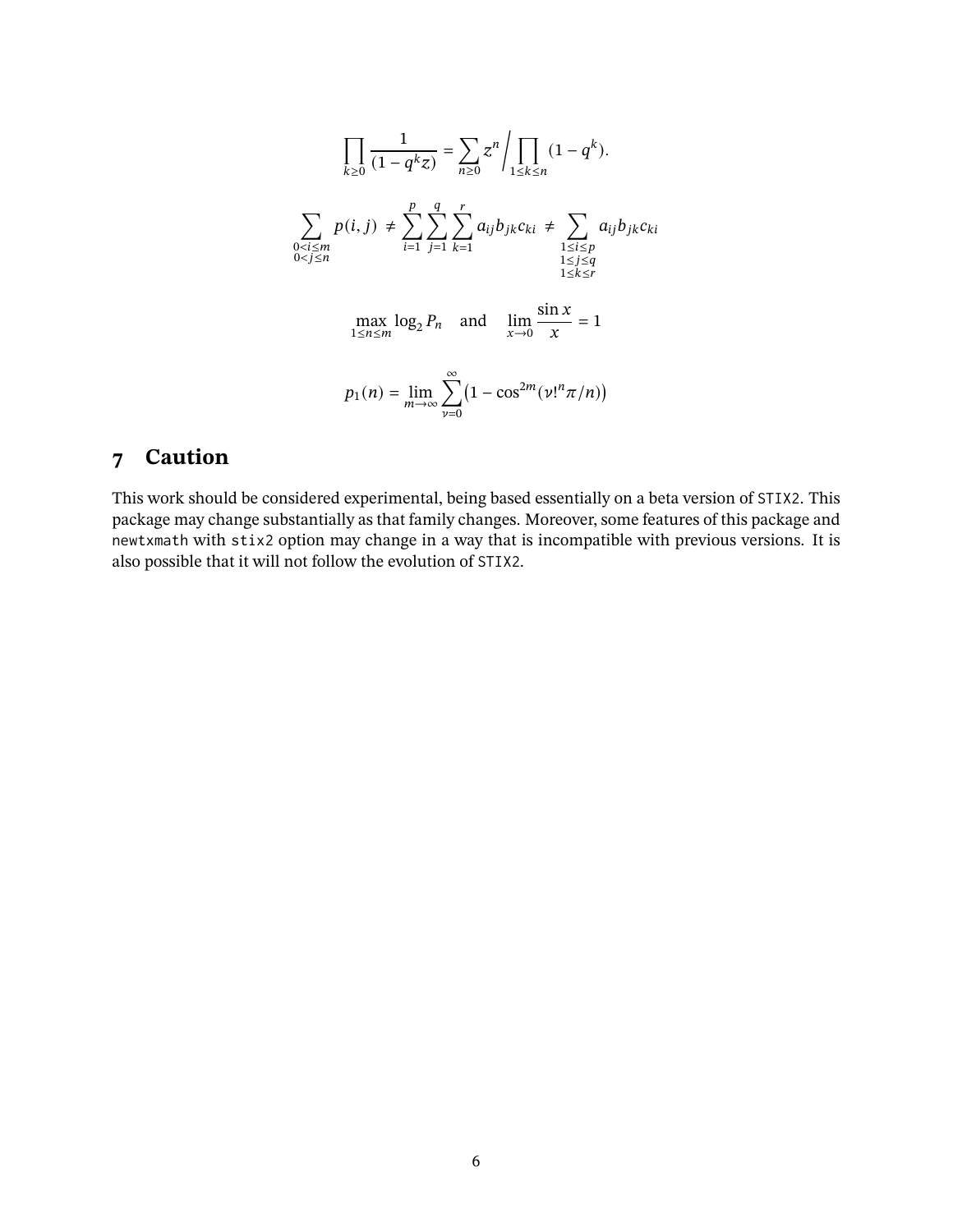$$\prod_{k\geq 0} \frac{1}{(1-q^k z)} = \sum_{n\geq 0} z^n \bigg/ \prod_{1\leq k\leq n} (1-q^k).$$

$$\sum_{\substack{0<i\leq m\\0<j\leq n}} p(i,j) \neq \sum_{i=1}^{p}\sum_{j=1}^{q}\sum_{k=1}^{r} a_{ij}b_{jk}c_{ki} \neq \sum_{\substack{1\leq i\leq p\\1\leq j\leq q\\1\leq k\leq r}} a_{ij}b_{jk}c_{ki}$$

$$\max_{1\leq n\leq m} \log_2 P_n \quad \text{and} \quad \lim_{x\to 0} \frac{\sin x}{x} = 1$$

$$p_1(n) = \lim_{m\to\infty} \sum_{\nu=0}^{\infty} \bigl(1-\cos^{2m}(\nu!^n\pi/n)\bigr)$$

## 7 Caution

This work should be considered experimental, being based essentially on a beta version of STIX2. This package may change substantially as that family changes. Moreover, some features of this package and newtxmath with stix2 option may change in a way that is incompatible with previous versions. It is also possible that it will not follow the evolution of STIX2.